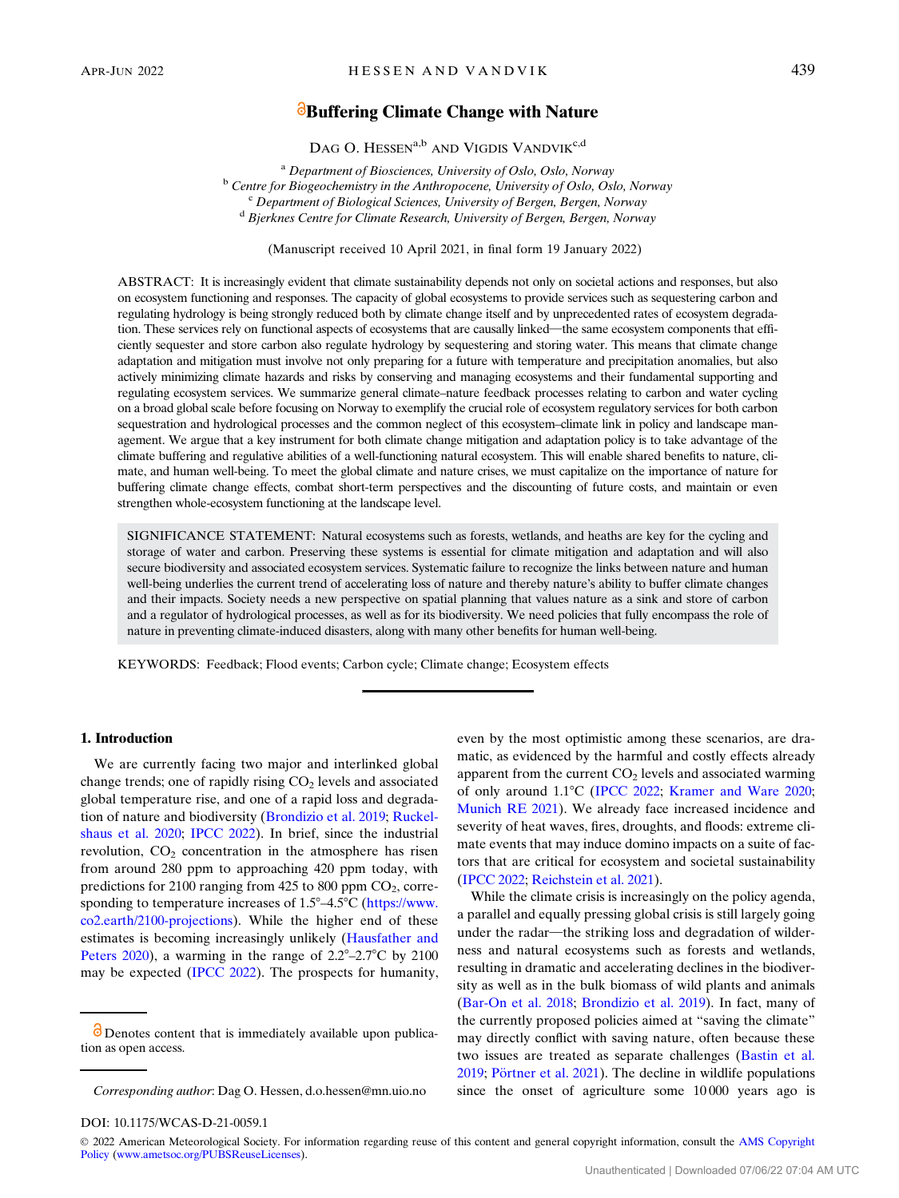# Buffering Climate Change with Nature

Dag O. Hessen[a,b] and Vigdis Vandvik[c,d]

[a] *Department of Biosciences, University of Oslo, Oslo, Norway*
[b] *Centre for Biogeochemistry in the Anthropocene, University of Oslo, Oslo, Norway*
[c] *Department of Biological Sciences, University of Bergen, Bergen, Norway*
[d] *Bjerknes Centre for Climate Research, University of Bergen, Bergen, Norway*

(Manuscript received 10 April 2021, in final form 19 January 2022)

ABSTRACT: It is increasingly evident that climate sustainability depends not only on societal actions and responses, but also on ecosystem functioning and responses. The capacity of global ecosystems to provide services such as sequestering carbon and regulating hydrology is being strongly reduced both by climate change itself and by unprecedented rates of ecosystem degradation. These services rely on functional aspects of ecosystems that are causally linked—the same ecosystem components that efficiently sequester and store carbon also regulate hydrology by sequestering and storing water. This means that climate change adaptation and mitigation must involve not only preparing for a future with temperature and precipitation anomalies, but also actively minimizing climate hazards and risks by conserving and managing ecosystems and their fundamental supporting and regulating ecosystem services. We summarize general climate–nature feedback processes relating to carbon and water cycling on a broad global scale before focusing on Norway to exemplify the crucial role of ecosystem regulatory services for both carbon sequestration and hydrological processes and the common neglect of this ecosystem–climate link in policy and landscape management. We argue that a key instrument for both climate change mitigation and adaptation policy is to take advantage of the climate buffering and regulative abilities of a well-functioning natural ecosystem. This will enable shared benefits to nature, climate, and human well-being. To meet the global climate and nature crises, we must capitalize on the importance of nature for buffering climate change effects, combat short-term perspectives and the discounting of future costs, and maintain or even strengthen whole-ecosystem functioning at the landscape level.

SIGNIFICANCE STATEMENT: Natural ecosystems such as forests, wetlands, and heaths are key for the cycling and storage of water and carbon. Preserving these systems is essential for climate mitigation and adaptation and will also secure biodiversity and associated ecosystem services. Systematic failure to recognize the links between nature and human well-being underlies the current trend of accelerating loss of nature and thereby nature's ability to buffer climate changes and their impacts. Society needs a new perspective on spatial planning that values nature as a sink and store of carbon and a regulator of hydrological processes, as well as for its biodiversity. We need policies that fully encompass the role of nature in preventing climate-induced disasters, along with many other benefits for human well-being.

KEYWORDS: Feedback; Flood events; Carbon cycle; Climate change; Ecosystem effects

## 1. Introduction

We are currently facing two major and interlinked global change trends; one of rapidly rising $CO_2$ levels and associated global temperature rise, and one of a rapid loss and degradation of nature and biodiversity (Brondizio et al. 2019; Ruckelshaus et al. 2020; IPCC 2022). In brief, since the industrial revolution, $CO_2$ concentration in the atmosphere has risen from around 280 ppm to approaching 420 ppm today, with predictions for 2100 ranging from 425 to 800 ppm $CO_2$, corresponding to temperature increases of 1.5°–4.5°C (https://www.co2.earth/2100-projections). While the higher end of these estimates is becoming increasingly unlikely (Hausfather and Peters 2020), a warming in the range of 2.2°–2.7°C by 2100 may be expected (IPCC 2022). The prospects for humanity, even by the most optimistic among these scenarios, are dramatic, as evidenced by the harmful and costly effects already apparent from the current $CO_2$ levels and associated warming of only around 1.1°C (IPCC 2022; Kramer and Ware 2020; Munich RE 2021). We already face increased incidence and severity of heat waves, fires, droughts, and floods: extreme climate events that may induce domino impacts on a suite of factors that are critical for ecosystem and societal sustainability (IPCC 2022; Reichstein et al. 2021).

While the climate crisis is increasingly on the policy agenda, a parallel and equally pressing global crisis is still largely going under the radar—the striking loss and degradation of wilderness and natural ecosystems such as forests and wetlands, resulting in dramatic and accelerating declines in the biodiversity as well as in the bulk biomass of wild plants and animals (Bar-On et al. 2018; Brondizio et al. 2019). In fact, many of the currently proposed policies aimed at "saving the climate" may directly conflict with saving nature, often because these two issues are treated as separate challenges (Bastin et al. 2019; Pörtner et al. 2021). The decline in wildlife populations since the onset of agriculture some 10 000 years ago is

Denotes content that is immediately available upon publication as open access.

*Corresponding author*: Dag O. Hessen, d.o.hessen@mn.uio.no

DOI: 10.1175/WCAS-D-21-0059.1

© 2022 American Meteorological Society. For information regarding reuse of this content and general copyright information, consult the AMS Copyright Policy (www.ametsoc.org/PUBSReuseLicenses).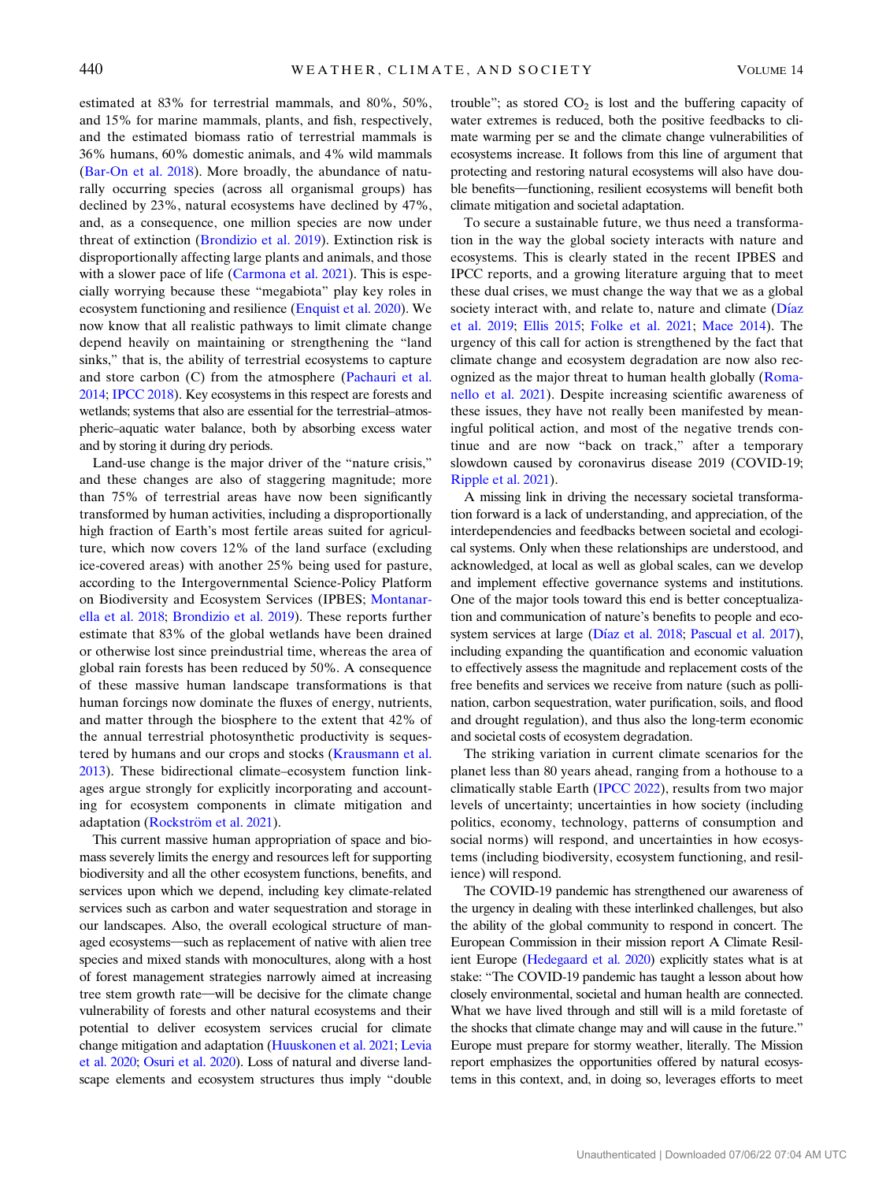estimated at 83% for terrestrial mammals, and 80%, 50%, and 15% for marine mammals, plants, and fish, respectively, and the estimated biomass ratio of terrestrial mammals is 36% humans, 60% domestic animals, and 4% wild mammals (Bar-On et al. 2018). More broadly, the abundance of naturally occurring species (across all organismal groups) has declined by 23%, natural ecosystems have declined by 47%, and, as a consequence, one million species are now under threat of extinction (Brondizio et al. 2019). Extinction risk is disproportionally affecting large plants and animals, and those with a slower pace of life (Carmona et al. 2021). This is especially worrying because these "megabiota" play key roles in ecosystem functioning and resilience (Enquist et al. 2020). We now know that all realistic pathways to limit climate change depend heavily on maintaining or strengthening the "land sinks," that is, the ability of terrestrial ecosystems to capture and store carbon (C) from the atmosphere (Pachauri et al. 2014; IPCC 2018). Key ecosystems in this respect are forests and wetlands; systems that also are essential for the terrestrial–atmospheric–aquatic water balance, both by absorbing excess water and by storing it during dry periods.

Land-use change is the major driver of the "nature crisis," and these changes are also of staggering magnitude; more than 75% of terrestrial areas have now been significantly transformed by human activities, including a disproportionally high fraction of Earth's most fertile areas suited for agriculture, which now covers 12% of the land surface (excluding ice-covered areas) with another 25% being used for pasture, according to the Intergovernmental Science-Policy Platform on Biodiversity and Ecosystem Services (IPBES; Montanarella et al. 2018; Brondizio et al. 2019). These reports further estimate that 83% of the global wetlands have been drained or otherwise lost since preindustrial time, whereas the area of global rain forests has been reduced by 50%. A consequence of these massive human landscape transformations is that human forcings now dominate the fluxes of energy, nutrients, and matter through the biosphere to the extent that 42% of the annual terrestrial photosynthetic productivity is sequestered by humans and our crops and stocks (Krausmann et al. 2013). These bidirectional climate–ecosystem function linkages argue strongly for explicitly incorporating and accounting for ecosystem components in climate mitigation and adaptation (Rockström et al. 2021).

This current massive human appropriation of space and biomass severely limits the energy and resources left for supporting biodiversity and all the other ecosystem functions, benefits, and services upon which we depend, including key climate-related services such as carbon and water sequestration and storage in our landscapes. Also, the overall ecological structure of managed ecosystems—such as replacement of native with alien tree species and mixed stands with monocultures, along with a host of forest management strategies narrowly aimed at increasing tree stem growth rate—will be decisive for the climate change vulnerability of forests and other natural ecosystems and their potential to deliver ecosystem services crucial for climate change mitigation and adaptation (Huuskonen et al. 2021; Levia et al. 2020; Osuri et al. 2020). Loss of natural and diverse landscape elements and ecosystem structures thus imply "double trouble"; as stored $CO_2$ is lost and the buffering capacity of water extremes is reduced, both the positive feedbacks to climate warming per se and the climate change vulnerabilities of ecosystems increase. It follows from this line of argument that protecting and restoring natural ecosystems will also have double benefits—functioning, resilient ecosystems will benefit both climate mitigation and societal adaptation.

To secure a sustainable future, we thus need a transformation in the way the global society interacts with nature and ecosystems. This is clearly stated in the recent IPBES and IPCC reports, and a growing literature arguing that to meet these dual crises, we must change the way that we as a global society interact with, and relate to, nature and climate (Díaz et al. 2019; Ellis 2015; Folke et al. 2021; Mace 2014). The urgency of this call for action is strengthened by the fact that climate change and ecosystem degradation are now also recognized as the major threat to human health globally (Romanello et al. 2021). Despite increasing scientific awareness of these issues, they have not really been manifested by meaningful political action, and most of the negative trends continue and are now "back on track," after a temporary slowdown caused by coronavirus disease 2019 (COVID-19; Ripple et al. 2021).

A missing link in driving the necessary societal transformation forward is a lack of understanding, and appreciation, of the interdependencies and feedbacks between societal and ecological systems. Only when these relationships are understood, and acknowledged, at local as well as global scales, can we develop and implement effective governance systems and institutions. One of the major tools toward this end is better conceptualization and communication of nature's benefits to people and ecosystem services at large (Díaz et al. 2018; Pascual et al. 2017), including expanding the quantification and economic valuation to effectively assess the magnitude and replacement costs of the free benefits and services we receive from nature (such as pollination, carbon sequestration, water purification, soils, and flood and drought regulation), and thus also the long-term economic and societal costs of ecosystem degradation.

The striking variation in current climate scenarios for the planet less than 80 years ahead, ranging from a hothouse to a climatically stable Earth (IPCC 2022), results from two major levels of uncertainty; uncertainties in how society (including politics, economy, technology, patterns of consumption and social norms) will respond, and uncertainties in how ecosystems (including biodiversity, ecosystem functioning, and resilience) will respond.

The COVID-19 pandemic has strengthened our awareness of the urgency in dealing with these interlinked challenges, but also the ability of the global community to respond in concert. The European Commission in their mission report A Climate Resilient Europe (Hedegaard et al. 2020) explicitly states what is at stake: "The COVID-19 pandemic has taught a lesson about how closely environmental, societal and human health are connected. What we have lived through and still will is a mild foretaste of the shocks that climate change may and will cause in the future." Europe must prepare for stormy weather, literally. The Mission report emphasizes the opportunities offered by natural ecosystems in this context, and, in doing so, leverages efforts to meet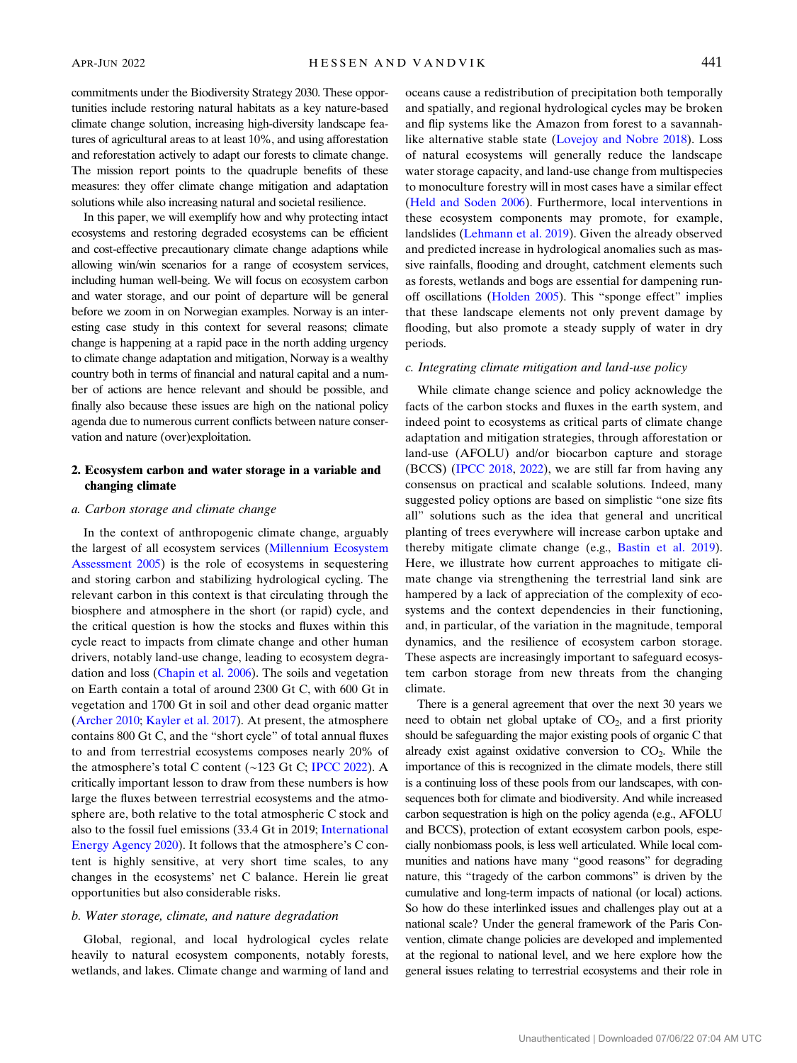commitments under the Biodiversity Strategy 2030. These opportunities include restoring natural habitats as a key nature-based climate change solution, increasing high-diversity landscape features of agricultural areas to at least 10%, and using afforestation and reforestation actively to adapt our forests to climate change. The mission report points to the quadruple benefits of these measures: they offer climate change mitigation and adaptation solutions while also increasing natural and societal resilience.

In this paper, we will exemplify how and why protecting intact ecosystems and restoring degraded ecosystems can be efficient and cost-effective precautionary climate change adaptions while allowing win/win scenarios for a range of ecosystem services, including human well-being. We will focus on ecosystem carbon and water storage, and our point of departure will be general before we zoom in on Norwegian examples. Norway is an interesting case study in this context for several reasons; climate change is happening at a rapid pace in the north adding urgency to climate change adaptation and mitigation, Norway is a wealthy country both in terms of financial and natural capital and a number of actions are hence relevant and should be possible, and finally also because these issues are high on the national policy agenda due to numerous current conflicts between nature conservation and nature (over)exploitation.

## 2. Ecosystem carbon and water storage in a variable and changing climate

### a. Carbon storage and climate change

In the context of anthropogenic climate change, arguably the largest of all ecosystem services (Millennium Ecosystem Assessment 2005) is the role of ecosystems in sequestering and storing carbon and stabilizing hydrological cycling. The relevant carbon in this context is that circulating through the biosphere and atmosphere in the short (or rapid) cycle, and the critical question is how the stocks and fluxes within this cycle react to impacts from climate change and other human drivers, notably land-use change, leading to ecosystem degradation and loss (Chapin et al. 2006). The soils and vegetation on Earth contain a total of around 2300 Gt C, with 600 Gt in vegetation and 1700 Gt in soil and other dead organic matter (Archer 2010; Kayler et al. 2017). At present, the atmosphere contains 800 Gt C, and the "short cycle" of total annual fluxes to and from terrestrial ecosystems composes nearly 20% of the atmosphere's total C content (~123 Gt C; IPCC 2022). A critically important lesson to draw from these numbers is how large the fluxes between terrestrial ecosystems and the atmosphere are, both relative to the total atmospheric C stock and also to the fossil fuel emissions (33.4 Gt in 2019; International Energy Agency 2020). It follows that the atmosphere's C content is highly sensitive, at very short time scales, to any changes in the ecosystems' net C balance. Herein lie great opportunities but also considerable risks.

### b. Water storage, climate, and nature degradation

Global, regional, and local hydrological cycles relate heavily to natural ecosystem components, notably forests, wetlands, and lakes. Climate change and warming of land and oceans cause a redistribution of precipitation both temporally and spatially, and regional hydrological cycles may be broken and flip systems like the Amazon from forest to a savannah-like alternative stable state (Lovejoy and Nobre 2018). Loss of natural ecosystems will generally reduce the landscape water storage capacity, and land-use change from multispecies to monoculture forestry will in most cases have a similar effect (Held and Soden 2006). Furthermore, local interventions in these ecosystem components may promote, for example, landslides (Lehmann et al. 2019). Given the already observed and predicted increase in hydrological anomalies such as massive rainfalls, flooding and drought, catchment elements such as forests, wetlands and bogs are essential for dampening runoff oscillations (Holden 2005). This "sponge effect" implies that these landscape elements not only prevent damage by flooding, but also promote a steady supply of water in dry periods.

### c. Integrating climate mitigation and land-use policy

While climate change science and policy acknowledge the facts of the carbon stocks and fluxes in the earth system, and indeed point to ecosystems as critical parts of climate change adaptation and mitigation strategies, through afforestation or land-use (AFOLU) and/or biocarbon capture and storage (BCCS) (IPCC 2018, 2022), we are still far from having any consensus on practical and scalable solutions. Indeed, many suggested policy options are based on simplistic "one size fits all" solutions such as the idea that general and uncritical planting of trees everywhere will increase carbon uptake and thereby mitigate climate change (e.g., Bastin et al. 2019). Here, we illustrate how current approaches to mitigate climate change via strengthening the terrestrial land sink are hampered by a lack of appreciation of the complexity of ecosystems and the context dependencies in their functioning, and, in particular, of the variation in the magnitude, temporal dynamics, and the resilience of ecosystem carbon storage. These aspects are increasingly important to safeguard ecosystem carbon storage from new threats from the changing climate.

There is a general agreement that over the next 30 years we need to obtain net global uptake of $CO_2$, and a first priority should be safeguarding the major existing pools of organic C that already exist against oxidative conversion to $CO_2$. While the importance of this is recognized in the climate models, there still is a continuing loss of these pools from our landscapes, with consequences both for climate and biodiversity. And while increased carbon sequestration is high on the policy agenda (e.g., AFOLU and BCCS), protection of extant ecosystem carbon pools, especially nonbiomass pools, is less well articulated. While local communities and nations have many "good reasons" for degrading nature, this "tragedy of the carbon commons" is driven by the cumulative and long-term impacts of national (or local) actions. So how do these interlinked issues and challenges play out at a national scale? Under the general framework of the Paris Convention, climate change policies are developed and implemented at the regional to national level, and we here explore how the general issues relating to terrestrial ecosystems and their role in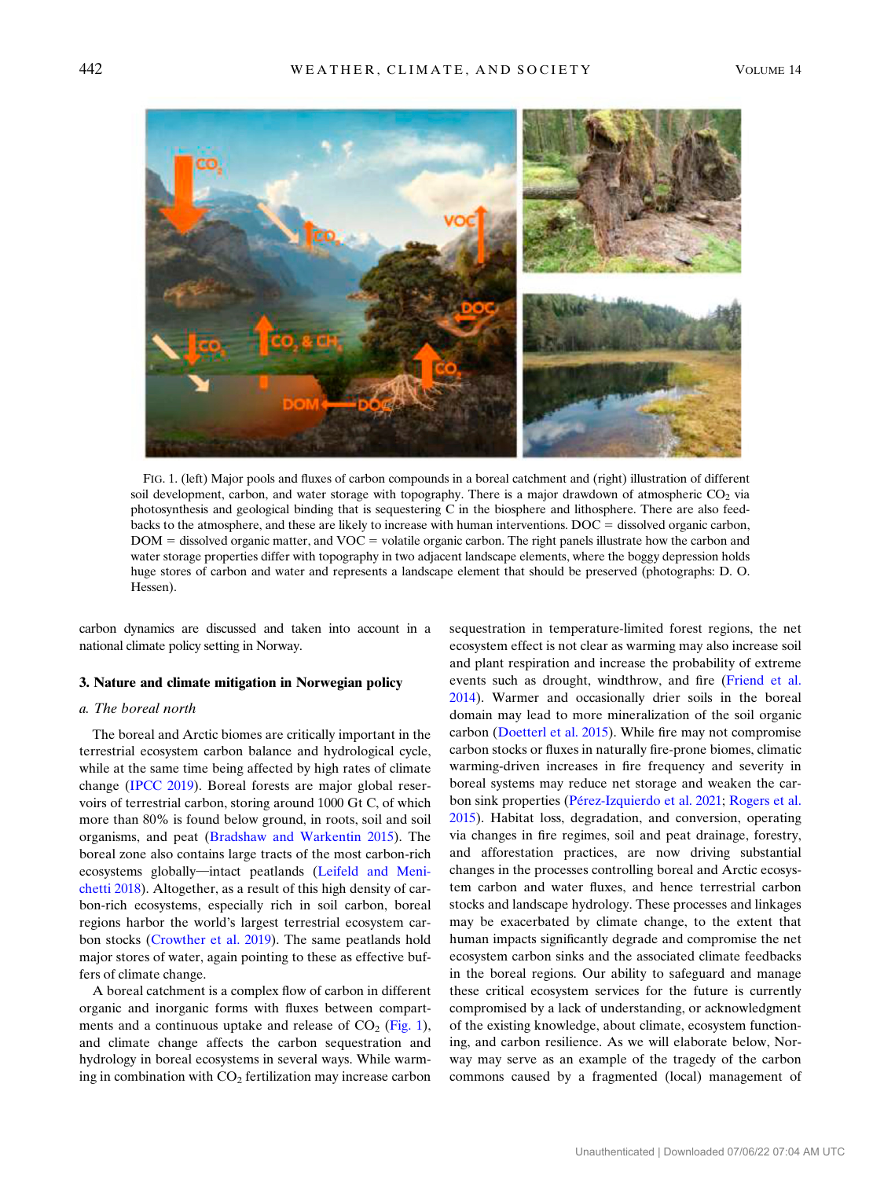FIG. 1. (left) Major pools and fluxes of carbon compounds in a boreal catchment and (right) illustration of different soil development, carbon, and water storage with topography. There is a major drawdown of atmospheric $CO_2$ via photosynthesis and geological binding that is sequestering C in the biosphere and lithosphere. There are also feedbacks to the atmosphere, and these are likely to increase with human interventions. DOC = dissolved organic carbon, DOM = dissolved organic matter, and VOC = volatile organic carbon. The right panels illustrate how the carbon and water storage properties differ with topography in two adjacent landscape elements, where the boggy depression holds huge stores of carbon and water and represents a landscape element that should be preserved (photographs: D. O. Hessen).

carbon dynamics are discussed and taken into account in a national climate policy setting in Norway.

## 3. Nature and climate mitigation in Norwegian policy

### *a. The boreal north*

The boreal and Arctic biomes are critically important in the terrestrial ecosystem carbon balance and hydrological cycle, while at the same time being affected by high rates of climate change (IPCC 2019). Boreal forests are major global reservoirs of terrestrial carbon, storing around 1000 Gt C, of which more than 80% is found below ground, in roots, soil and soil organisms, and peat (Bradshaw and Warkentin 2015). The boreal zone also contains large tracts of the most carbon-rich ecosystems globally—intact peatlands (Leifeld and Menichetti 2018). Altogether, as a result of this high density of carbon-rich ecosystems, especially rich in soil carbon, boreal regions harbor the world's largest terrestrial ecosystem carbon stocks (Crowther et al. 2019). The same peatlands hold major stores of water, again pointing to these as effective buffers of climate change.

A boreal catchment is a complex flow of carbon in different organic and inorganic forms with fluxes between compartments and a continuous uptake and release of $CO_2$ (Fig. 1), and climate change affects the carbon sequestration and hydrology in boreal ecosystems in several ways. While warming in combination with $CO_2$ fertilization may increase carbon sequestration in temperature-limited forest regions, the net ecosystem effect is not clear as warming may also increase soil and plant respiration and increase the probability of extreme events such as drought, windthrow, and fire (Friend et al. 2014). Warmer and occasionally drier soils in the boreal domain may lead to more mineralization of the soil organic carbon (Doetterl et al. 2015). While fire may not compromise carbon stocks or fluxes in naturally fire-prone biomes, climatic warming-driven increases in fire frequency and severity in boreal systems may reduce net storage and weaken the carbon sink properties (Pérez-Izquierdo et al. 2021; Rogers et al. 2015). Habitat loss, degradation, and conversion, operating via changes in fire regimes, soil and peat drainage, forestry, and afforestation practices, are now driving substantial changes in the processes controlling boreal and Arctic ecosystem carbon and water fluxes, and hence terrestrial carbon stocks and landscape hydrology. These processes and linkages may be exacerbated by climate change, to the extent that human impacts significantly degrade and compromise the net ecosystem carbon sinks and the associated climate feedbacks in the boreal regions. Our ability to safeguard and manage these critical ecosystem services for the future is currently compromised by a lack of understanding, or acknowledgment of the existing knowledge, about climate, ecosystem functioning, and carbon resilience. As we will elaborate below, Norway may serve as an example of the tragedy of the carbon commons caused by a fragmented (local) management of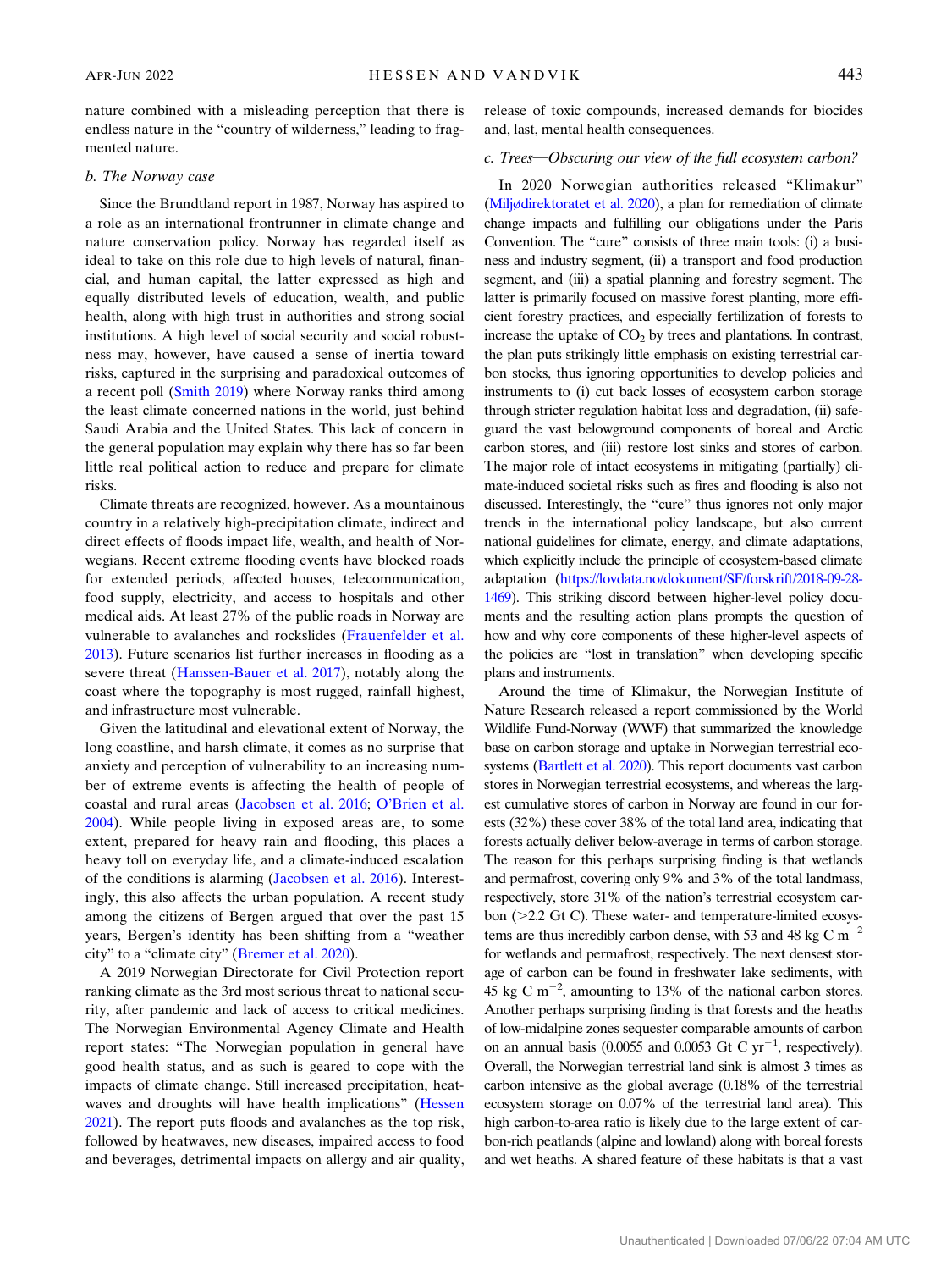nature combined with a misleading perception that there is endless nature in the "country of wilderness," leading to fragmented nature.

### b. The Norway case

Since the Brundtland report in 1987, Norway has aspired to a role as an international frontrunner in climate change and nature conservation policy. Norway has regarded itself as ideal to take on this role due to high levels of natural, financial, and human capital, the latter expressed as high and equally distributed levels of education, wealth, and public health, along with high trust in authorities and strong social institutions. A high level of social security and social robustness may, however, have caused a sense of inertia toward risks, captured in the surprising and paradoxical outcomes of a recent poll (Smith 2019) where Norway ranks third among the least climate concerned nations in the world, just behind Saudi Arabia and the United States. This lack of concern in the general population may explain why there has so far been little real political action to reduce and prepare for climate risks.

Climate threats are recognized, however. As a mountainous country in a relatively high-precipitation climate, indirect and direct effects of floods impact life, wealth, and health of Norwegians. Recent extreme flooding events have blocked roads for extended periods, affected houses, telecommunication, food supply, electricity, and access to hospitals and other medical aids. At least 27% of the public roads in Norway are vulnerable to avalanches and rockslides (Frauenfelder et al. 2013). Future scenarios list further increases in flooding as a severe threat (Hanssen-Bauer et al. 2017), notably along the coast where the topography is most rugged, rainfall highest, and infrastructure most vulnerable.

Given the latitudinal and elevational extent of Norway, the long coastline, and harsh climate, it comes as no surprise that anxiety and perception of vulnerability to an increasing number of extreme events is affecting the health of people of coastal and rural areas (Jacobsen et al. 2016; O'Brien et al. 2004). While people living in exposed areas are, to some extent, prepared for heavy rain and flooding, this places a heavy toll on everyday life, and a climate-induced escalation of the conditions is alarming (Jacobsen et al. 2016). Interestingly, this also affects the urban population. A recent study among the citizens of Bergen argued that over the past 15 years, Bergen's identity has been shifting from a "weather city" to a "climate city" (Bremer et al. 2020).

A 2019 Norwegian Directorate for Civil Protection report ranking climate as the 3rd most serious threat to national security, after pandemic and lack of access to critical medicines. The Norwegian Environmental Agency Climate and Health report states: "The Norwegian population in general have good health status, and as such is geared to cope with the impacts of climate change. Still increased precipitation, heatwaves and droughts will have health implications" (Hessen 2021). The report puts floods and avalanches as the top risk, followed by heatwaves, new diseases, impaired access to food and beverages, detrimental impacts on allergy and air quality, release of toxic compounds, increased demands for biocides and, last, mental health consequences.

### c. Trees—Obscuring our view of the full ecosystem carbon?

In 2020 Norwegian authorities released "Klimakur" (Miljødirektoratet et al. 2020), a plan for remediation of climate change impacts and fulfilling our obligations under the Paris Convention. The "cure" consists of three main tools: (i) a business and industry segment, (ii) a transport and food production segment, and (iii) a spatial planning and forestry segment. The latter is primarily focused on massive forest planting, more efficient forestry practices, and especially fertilization of forests to increase the uptake of $CO_2$ by trees and plantations. In contrast, the plan puts strikingly little emphasis on existing terrestrial carbon stocks, thus ignoring opportunities to develop policies and instruments to (i) cut back losses of ecosystem carbon storage through stricter regulation habitat loss and degradation, (ii) safeguard the vast belowground components of boreal and Arctic carbon stores, and (iii) restore lost sinks and stores of carbon. The major role of intact ecosystems in mitigating (partially) climate-induced societal risks such as fires and flooding is also not discussed. Interestingly, the "cure" thus ignores not only major trends in the international policy landscape, but also current national guidelines for climate, energy, and climate adaptations, which explicitly include the principle of ecosystem-based climate adaptation (https://lovdata.no/dokument/SF/forskrift/2018-09-28-1469). This striking discord between higher-level policy documents and the resulting action plans prompts the question of how and why core components of these higher-level aspects of the policies are "lost in translation" when developing specific plans and instruments.

Around the time of Klimakur, the Norwegian Institute of Nature Research released a report commissioned by the World Wildlife Fund-Norway (WWF) that summarized the knowledge base on carbon storage and uptake in Norwegian terrestrial ecosystems (Bartlett et al. 2020). This report documents vast carbon stores in Norwegian terrestrial ecosystems, and whereas the largest cumulative stores of carbon in Norway are found in our forests (32%) these cover 38% of the total land area, indicating that forests actually deliver below-average in terms of carbon storage. The reason for this perhaps surprising finding is that wetlands and permafrost, covering only 9% and 3% of the total landmass, respectively, store 31% of the nation's terrestrial ecosystem carbon (>2.2 Gt C). These water- and temperature-limited ecosystems are thus incredibly carbon dense, with 53 and 48 kg C $m^{-2}$ for wetlands and permafrost, respectively. The next densest storage of carbon can be found in freshwater lake sediments, with 45 kg C $m^{-2}$, amounting to 13% of the national carbon stores. Another perhaps surprising finding is that forests and the heaths of low-midalpine zones sequester comparable amounts of carbon on an annual basis (0.0055 and 0.0053 Gt C $yr^{-1}$, respectively). Overall, the Norwegian terrestrial land sink is almost 3 times as carbon intensive as the global average (0.18% of the terrestrial ecosystem storage on 0.07% of the terrestrial land area). This high carbon-to-area ratio is likely due to the large extent of carbon-rich peatlands (alpine and lowland) along with boreal forests and wet heaths. A shared feature of these habitats is that a vast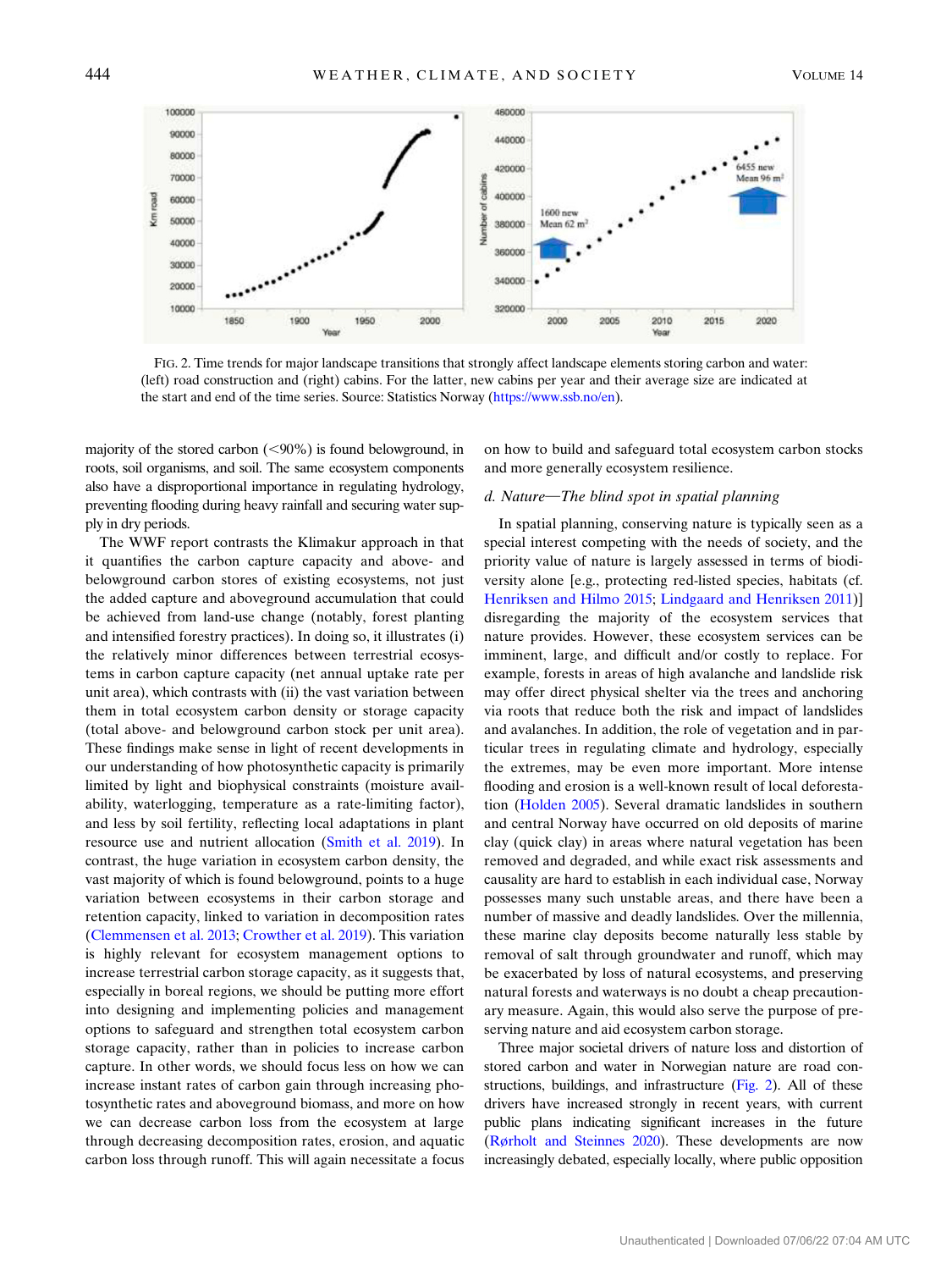FIG. 2. Time trends for major landscape transitions that strongly affect landscape elements storing carbon and water: (left) road construction and (right) cabins. For the latter, new cabins per year and their average size are indicated at the start and end of the time series. Source: Statistics Norway (https://www.ssb.no/en).

majority of the stored carbon (<90%) is found belowground, in roots, soil organisms, and soil. The same ecosystem components also have a disproportional importance in regulating hydrology, preventing flooding during heavy rainfall and securing water supply in dry periods.

The WWF report contrasts the Klimakur approach in that it quantifies the carbon capture capacity and above- and belowground carbon stores of existing ecosystems, not just the added capture and aboveground accumulation that could be achieved from land-use change (notably, forest planting and intensified forestry practices). In doing so, it illustrates (i) the relatively minor differences between terrestrial ecosystems in carbon capture capacity (net annual uptake rate per unit area), which contrasts with (ii) the vast variation between them in total ecosystem carbon density or storage capacity (total above- and belowground carbon stock per unit area). These findings make sense in light of recent developments in our understanding of how photosynthetic capacity is primarily limited by light and biophysical constraints (moisture availability, waterlogging, temperature as a rate-limiting factor), and less by soil fertility, reflecting local adaptations in plant resource use and nutrient allocation (Smith et al. 2019). In contrast, the huge variation in ecosystem carbon density, the vast majority of which is found belowground, points to a huge variation between ecosystems in their carbon storage and retention capacity, linked to variation in decomposition rates (Clemmensen et al. 2013; Crowther et al. 2019). This variation is highly relevant for ecosystem management options to increase terrestrial carbon storage capacity, as it suggests that, especially in boreal regions, we should be putting more effort into designing and implementing policies and management options to safeguard and strengthen total ecosystem carbon storage capacity, rather than in policies to increase carbon capture. In other words, we should focus less on how we can increase instant rates of carbon gain through increasing photosynthetic rates and aboveground biomass, and more on how we can decrease carbon loss from the ecosystem at large through decreasing decomposition rates, erosion, and aquatic carbon loss through runoff. This will again necessitate a focus on how to build and safeguard total ecosystem carbon stocks and more generally ecosystem resilience.

### *d. Nature—The blind spot in spatial planning*

In spatial planning, conserving nature is typically seen as a special interest competing with the needs of society, and the priority value of nature is largely assessed in terms of biodiversity alone [e.g., protecting red-listed species, habitats (cf. Henriksen and Hilmo 2015; Lindgaard and Henriksen 2011)] disregarding the majority of the ecosystem services that nature provides. However, these ecosystem services can be imminent, large, and difficult and/or costly to replace. For example, forests in areas of high avalanche and landslide risk may offer direct physical shelter via the trees and anchoring via roots that reduce both the risk and impact of landslides and avalanches. In addition, the role of vegetation and in particular trees in regulating climate and hydrology, especially the extremes, may be even more important. More intense flooding and erosion is a well-known result of local deforestation (Holden 2005). Several dramatic landslides in southern and central Norway have occurred on old deposits of marine clay (quick clay) in areas where natural vegetation has been removed and degraded, and while exact risk assessments and causality are hard to establish in each individual case, Norway possesses many such unstable areas, and there have been a number of massive and deadly landslides. Over the millennia, these marine clay deposits become naturally less stable by removal of salt through groundwater and runoff, which may be exacerbated by loss of natural ecosystems, and preserving natural forests and waterways is no doubt a cheap precautionary measure. Again, this would also serve the purpose of preserving nature and aid ecosystem carbon storage.

Three major societal drivers of nature loss and distortion of stored carbon and water in Norwegian nature are road constructions, buildings, and infrastructure (Fig. 2). All of these drivers have increased strongly in recent years, with current public plans indicating significant increases in the future (Rørholt and Steinnes 2020). These developments are now increasingly debated, especially locally, where public opposition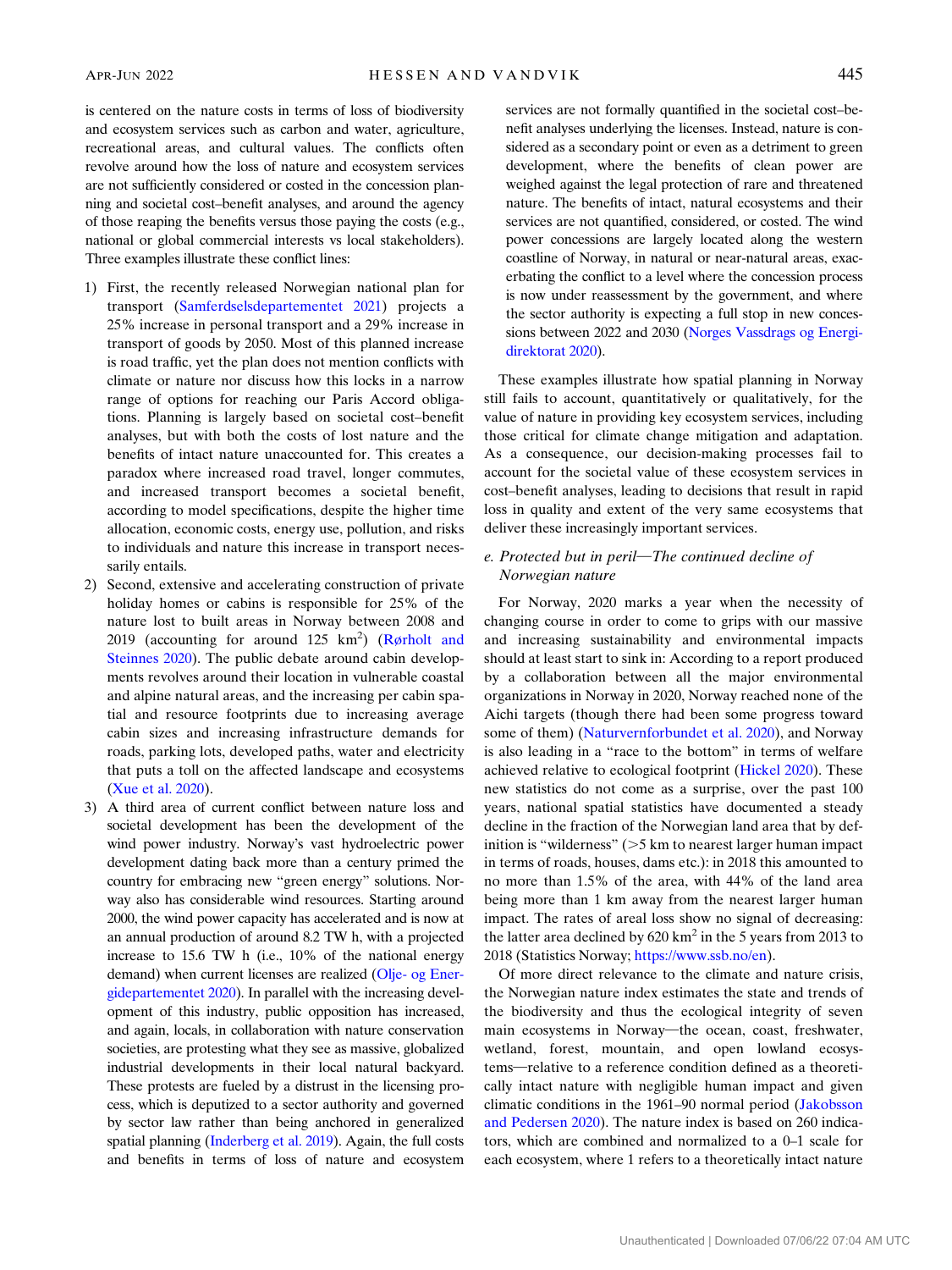is centered on the nature costs in terms of loss of biodiversity and ecosystem services such as carbon and water, agriculture, recreational areas, and cultural values. The conflicts often revolve around how the loss of nature and ecosystem services are not sufficiently considered or costed in the concession planning and societal cost–benefit analyses, and around the agency of those reaping the benefits versus those paying the costs (e.g., national or global commercial interests vs local stakeholders). Three examples illustrate these conflict lines:

1) First, the recently released Norwegian national plan for transport (Samferdselsdepartementet 2021) projects a 25% increase in personal transport and a 29% increase in transport of goods by 2050. Most of this planned increase is road traffic, yet the plan does not mention conflicts with climate or nature nor discuss how this locks in a narrow range of options for reaching our Paris Accord obligations. Planning is largely based on societal cost–benefit analyses, but with both the costs of lost nature and the benefits of intact nature unaccounted for. This creates a paradox where increased road travel, longer commutes, and increased transport becomes a societal benefit, according to model specifications, despite the higher time allocation, economic costs, energy use, pollution, and risks to individuals and nature this increase in transport necessarily entails.
2) Second, extensive and accelerating construction of private holiday homes or cabins is responsible for 25% of the nature lost to built areas in Norway between 2008 and 2019 (accounting for around 125 km$^2$) (Rørholt and Steinnes 2020). The public debate around cabin developments revolves around their location in vulnerable coastal and alpine natural areas, and the increasing per cabin spatial and resource footprints due to increasing average cabin sizes and increasing infrastructure demands for roads, parking lots, developed paths, water and electricity that puts a toll on the affected landscape and ecosystems (Xue et al. 2020).
3) A third area of current conflict between nature loss and societal development has been the development of the wind power industry. Norway's vast hydroelectric power development dating back more than a century primed the country for embracing new "green energy" solutions. Norway also has considerable wind resources. Starting around 2000, the wind power capacity has accelerated and is now at an annual production of around 8.2 TW h, with a projected increase to 15.6 TW h (i.e., 10% of the national energy demand) when current licenses are realized (Olje- og Energidepartementet 2020). In parallel with the increasing development of this industry, public opposition has increased, and again, locals, in collaboration with nature conservation societies, are protesting what they see as massive, globalized industrial developments in their local natural backyard. These protests are fueled by a distrust in the licensing process, which is deputized to a sector authority and governed by sector law rather than being anchored in generalized spatial planning (Inderberg et al. 2019). Again, the full costs and benefits in terms of loss of nature and ecosystem services are not formally quantified in the societal cost–benefit analyses underlying the licenses. Instead, nature is considered as a secondary point or even as a detriment to green development, where the benefits of clean power are weighed against the legal protection of rare and threatened nature. The benefits of intact, natural ecosystems and their services are not quantified, considered, or costed. The wind power concessions are largely located along the western coastline of Norway, in natural or near-natural areas, exacerbating the conflict to a level where the concession process is now under reassessment by the government, and where the sector authority is expecting a full stop in new concessions between 2022 and 2030 (Norges Vassdrags og Energidirektorat 2020).

These examples illustrate how spatial planning in Norway still fails to account, quantitatively or qualitatively, for the value of nature in providing key ecosystem services, including those critical for climate change mitigation and adaptation. As a consequence, our decision-making processes fail to account for the societal value of these ecosystem services in cost–benefit analyses, leading to decisions that result in rapid loss in quality and extent of the very same ecosystems that deliver these increasingly important services.

### *e. Protected but in peril—The continued decline of Norwegian nature*

For Norway, 2020 marks a year when the necessity of changing course in order to come to grips with our massive and increasing sustainability and environmental impacts should at least start to sink in: According to a report produced by a collaboration between all the major environmental organizations in Norway in 2020, Norway reached none of the Aichi targets (though there had been some progress toward some of them) (Naturvernforbundet et al. 2020), and Norway is also leading in a "race to the bottom" in terms of welfare achieved relative to ecological footprint (Hickel 2020). These new statistics do not come as a surprise, over the past 100 years, national spatial statistics have documented a steady decline in the fraction of the Norwegian land area that by definition is "wilderness" (>5 km to nearest larger human impact in terms of roads, houses, dams etc.): in 2018 this amounted to no more than 1.5% of the area, with 44% of the land area being more than 1 km away from the nearest larger human impact. The rates of areal loss show no signal of decreasing: the latter area declined by 620 km$^2$ in the 5 years from 2013 to 2018 (Statistics Norway; https://www.ssb.no/en).

Of more direct relevance to the climate and nature crisis, the Norwegian nature index estimates the state and trends of the biodiversity and thus the ecological integrity of seven main ecosystems in Norway—the ocean, coast, freshwater, wetland, forest, mountain, and open lowland ecosystems—relative to a reference condition defined as a theoretically intact nature with negligible human impact and given climatic conditions in the 1961–90 normal period (Jakobsson and Pedersen 2020). The nature index is based on 260 indicators, which are combined and normalized to a 0–1 scale for each ecosystem, where 1 refers to a theoretically intact nature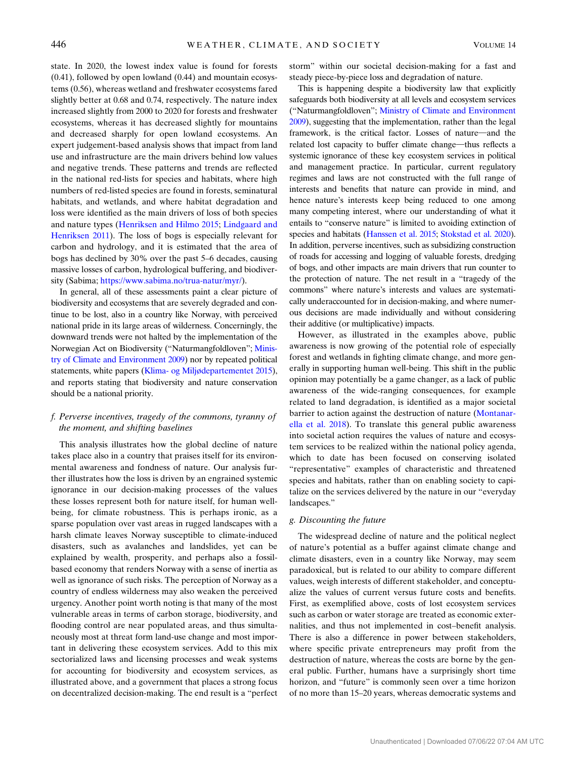state. In 2020, the lowest index value is found for forests (0.41), followed by open lowland (0.44) and mountain ecosystems (0.56), whereas wetland and freshwater ecosystems fared slightly better at 0.68 and 0.74, respectively. The nature index increased slightly from 2000 to 2020 for forests and freshwater ecosystems, whereas it has decreased slightly for mountains and decreased sharply for open lowland ecosystems. An expert judgement-based analysis shows that impact from land use and infrastructure are the main drivers behind low values and negative trends. These patterns and trends are reflected in the national red-lists for species and habitats, where high numbers of red-listed species are found in forests, seminatural habitats, and wetlands, and where habitat degradation and loss were identified as the main drivers of loss of both species and nature types (Henriksen and Hilmo 2015; Lindgaard and Henriksen 2011). The loss of bogs is especially relevant for carbon and hydrology, and it is estimated that the area of bogs has declined by 30% over the past 5–6 decades, causing massive losses of carbon, hydrological buffering, and biodiversity (Sabima; https://www.sabima.no/trua-natur/myr/).

In general, all of these assessments paint a clear picture of biodiversity and ecosystems that are severely degraded and continue to be lost, also in a country like Norway, with perceived national pride in its large areas of wilderness. Concerningly, the downward trends were not halted by the implementation of the Norwegian Act on Biodiversity ("Naturmangfoldloven"; Ministry of Climate and Environment 2009) nor by repeated political statements, white papers (Klima- og Miljødepartementet 2015), and reports stating that biodiversity and nature conservation should be a national priority.

### *f. Perverse incentives, tragedy of the commons, tyranny of the moment, and shifting baselines*

This analysis illustrates how the global decline of nature takes place also in a country that praises itself for environmental awareness and fondness of nature. Our analysis further illustrates how the loss is driven by an engrained systemic ignorance in our decision-making processes of the values these losses represent both for nature itself, for human well-being, for climate robustness. This is perhaps ironic, as a sparse population over vast areas in rugged landscapes with a harsh climate leaves Norway susceptible to climate-induced disasters, such as avalanches and landslides, yet can be explained by wealth, prosperity, and perhaps also a fossil-based economy that renders Norway with a sense of inertia as well as ignorance of such risks. The perception of Norway as a country of endless wilderness may also weaken the perceived urgency. Another point worth noting is that many of the most vulnerable areas in terms of carbon storage, biodiversity, and flooding control are near populated areas, and thus simultaneously most at threat form land-use change and most important in delivering these ecosystem services. Add to this mix sectorialized laws and licensing processes and weak systems for accounting for biodiversity and ecosystem services, as illustrated above, and a government that places a strong focus on decentralized decision-making. The end result is a "perfect storm" within our societal decision-making for a fast and steady piece-by-piece loss and degradation of nature.

This is happening despite a biodiversity law that explicitly safeguards both biodiversity at all levels and ecosystem services ("Naturmangfoldloven"; Ministry of Climate and Environment 2009), suggesting that the implementation, rather than the legal framework, is the critical factor. Losses of nature—and the related lost capacity to buffer climate change—thus reflects a systemic ignorance of these key ecosystem services in political and management practice. In particular, current regulatory regimes and laws are not constructed with the full range of interests and benefits that nature can provide in mind, and hence nature's interests keep being reduced to one among many competing interest, where our understanding of what it entails to "conserve nature" is limited to avoiding extinction of species and habitats (Hanssen et al. 2015; Stokstad et al. 2020). In addition, perverse incentives, such as subsidizing construction of roads for accessing and logging of valuable forests, dredging of bogs, and other impacts are main drivers that run counter to the protection of nature. The net result in a "tragedy of the commons" where nature's interests and values are systematically underaccounted for in decision-making, and where numerous decisions are made individually and without considering their additive (or multiplicative) impacts.

However, as illustrated in the examples above, public awareness is now growing of the potential role of especially forest and wetlands in fighting climate change, and more generally in supporting human well-being. This shift in the public opinion may potentially be a game changer, as a lack of public awareness of the wide-ranging consequences, for example related to land degradation, is identified as a major societal barrier to action against the destruction of nature (Montanarella et al. 2018). To translate this general public awareness into societal action requires the values of nature and ecosystem services to be realized within the national policy agenda, which to date has been focused on conserving isolated "representative" examples of characteristic and threatened species and habitats, rather than on enabling society to capitalize on the services delivered by the nature in our "everyday landscapes."

### *g. Discounting the future*

The widespread decline of nature and the political neglect of nature's potential as a buffer against climate change and climate disasters, even in a country like Norway, may seem paradoxical, but is related to our ability to compare different values, weigh interests of different stakeholder, and conceptualize the values of current versus future costs and benefits. First, as exemplified above, costs of lost ecosystem services such as carbon or water storage are treated as economic externalities, and thus not implemented in cost–benefit analysis. There is also a difference in power between stakeholders, where specific private entrepreneurs may profit from the destruction of nature, whereas the costs are borne by the general public. Further, humans have a surprisingly short time horizon, and "future" is commonly seen over a time horizon of no more than 15–20 years, whereas democratic systems and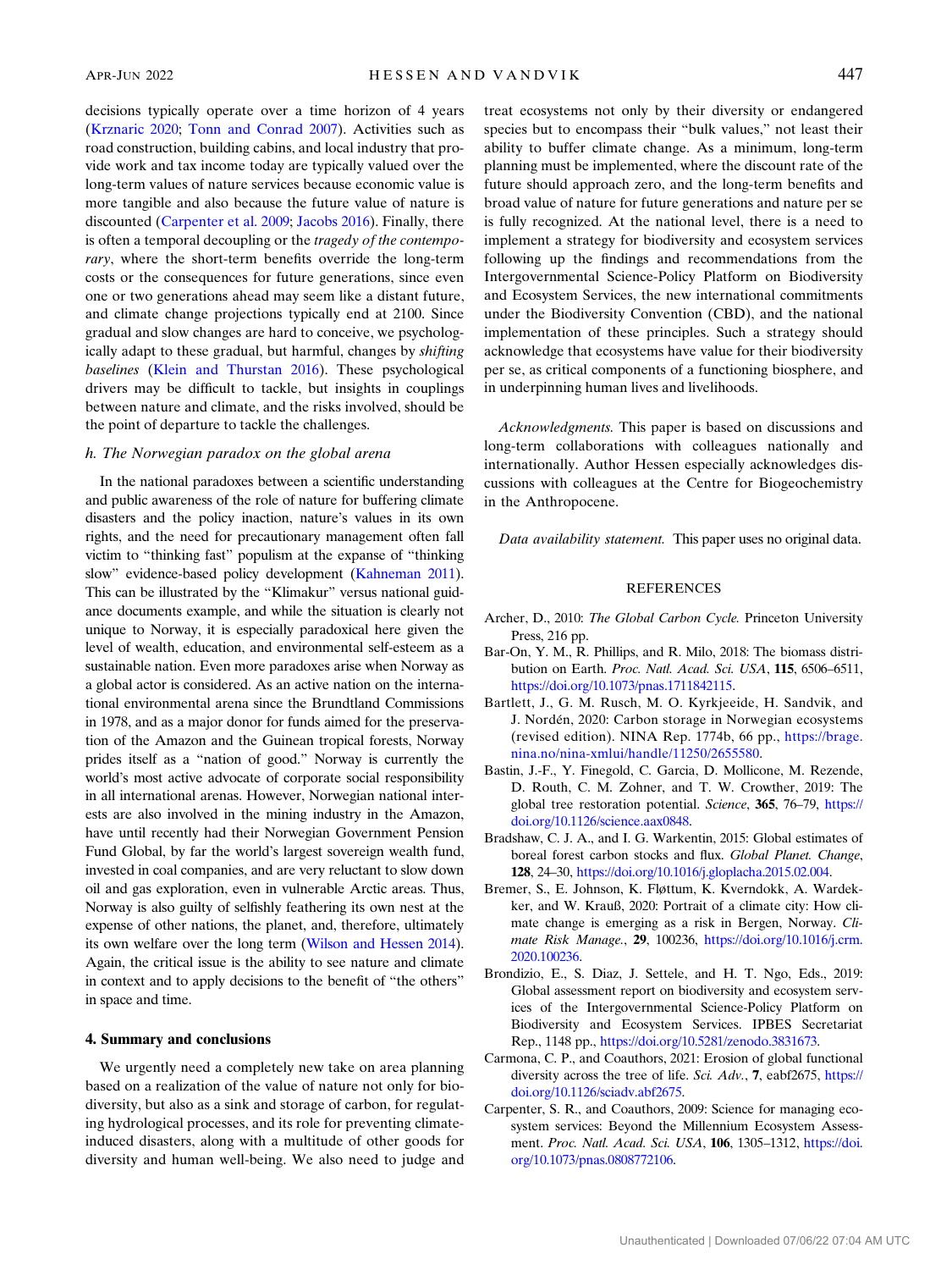decisions typically operate over a time horizon of 4 years (Krznaric 2020; Tonn and Conrad 2007). Activities such as road construction, building cabins, and local industry that provide work and tax income today are typically valued over the long-term values of nature services because economic value is more tangible and also because the future value of nature is discounted (Carpenter et al. 2009; Jacobs 2016). Finally, there is often a temporal decoupling or the *tragedy of the contemporary*, where the short-term benefits override the long-term costs or the consequences for future generations, since even one or two generations ahead may seem like a distant future, and climate change projections typically end at 2100. Since gradual and slow changes are hard to conceive, we psychologically adapt to these gradual, but harmful, changes by *shifting baselines* (Klein and Thurstan 2016). These psychological drivers may be difficult to tackle, but insights in couplings between nature and climate, and the risks involved, should be the point of departure to tackle the challenges.

### *h. The Norwegian paradox on the global arena*

In the national paradoxes between a scientific understanding and public awareness of the role of nature for buffering climate disasters and the policy inaction, nature's values in its own rights, and the need for precautionary management often fall victim to "thinking fast" populism at the expanse of "thinking slow" evidence-based policy development (Kahneman 2011). This can be illustrated by the "Klimakur" versus national guidance documents example, and while the situation is clearly not unique to Norway, it is especially paradoxical here given the level of wealth, education, and environmental self-esteem as a sustainable nation. Even more paradoxes arise when Norway as a global actor is considered. As an active nation on the international environmental arena since the Brundtland Commissions in 1978, and as a major donor for funds aimed for the preservation of the Amazon and the Guinean tropical forests, Norway prides itself as a "nation of good." Norway is currently the world's most active advocate of corporate social responsibility in all international arenas. However, Norwegian national interests are also involved in the mining industry in the Amazon, have until recently had their Norwegian Government Pension Fund Global, by far the world's largest sovereign wealth fund, invested in coal companies, and are very reluctant to slow down oil and gas exploration, even in vulnerable Arctic areas. Thus, Norway is also guilty of selfishly feathering its own nest at the expense of other nations, the planet, and, therefore, ultimately its own welfare over the long term (Wilson and Hessen 2014). Again, the critical issue is the ability to see nature and climate in context and to apply decisions to the benefit of "the others" in space and time.

## 4. Summary and conclusions

We urgently need a completely new take on area planning based on a realization of the value of nature not only for biodiversity, but also as a sink and storage of carbon, for regulating hydrological processes, and its role for preventing climate-induced disasters, along with a multitude of other goods for diversity and human well-being. We also need to judge and treat ecosystems not only by their diversity or endangered species but to encompass their "bulk values," not least their ability to buffer climate change. As a minimum, long-term planning must be implemented, where the discount rate of the future should approach zero, and the long-term benefits and broad value of nature for future generations and nature per se is fully recognized. At the national level, there is a need to implement a strategy for biodiversity and ecosystem services following up the findings and recommendations from the Intergovernmental Science-Policy Platform on Biodiversity and Ecosystem Services, the new international commitments under the Biodiversity Convention (CBD), and the national implementation of these principles. Such a strategy should acknowledge that ecosystems have value for their biodiversity per se, as critical components of a functioning biosphere, and in underpinning human lives and livelihoods.

*Acknowledgments.* This paper is based on discussions and long-term collaborations with colleagues nationally and internationally. Author Hessen especially acknowledges discussions with colleagues at the Centre for Biogeochemistry in the Anthropocene.

*Data availability statement.* This paper uses no original data.

## REFERENCES

Archer, D., 2010: *The Global Carbon Cycle*. Princeton University Press, 216 pp.

Bar-On, Y. M., R. Phillips, and R. Milo, 2018: The biomass distribution on Earth. *Proc. Natl. Acad. Sci. USA*, **115**, 6506–6511, https://doi.org/10.1073/pnas.1711842115.

Bartlett, J., G. M. Rusch, M. O. Kyrkjeeide, H. Sandvik, and J. Nordén, 2020: Carbon storage in Norwegian ecosystems (revised edition). NINA Rep. 1774b, 66 pp., https://brage.nina.no/nina-xmlui/handle/11250/2655580.

Bastin, J.-F., Y. Finegold, C. Garcia, D. Mollicone, M. Rezende, D. Routh, C. M. Zohner, and T. W. Crowther, 2019: The global tree restoration potential. *Science*, **365**, 76–79, https://doi.org/10.1126/science.aax0848.

Bradshaw, C. J. A., and I. G. Warkentin, 2015: Global estimates of boreal forest carbon stocks and flux. *Global Planet. Change*, **128**, 24–30, https://doi.org/10.1016/j.gloplacha.2015.02.004.

Bremer, S., E. Johnson, K. Fløttum, K. Kverndokk, A. Wardekker, and W. Krauß, 2020: Portrait of a climate city: How climate change is emerging as a risk in Bergen, Norway. *Climate Risk Manage.*, **29**, 100236, https://doi.org/10.1016/j.crm.2020.100236.

Brondizio, E., S. Diaz, J. Settele, and H. T. Ngo, Eds., 2019: Global assessment report on biodiversity and ecosystem services of the Intergovernmental Science-Policy Platform on Biodiversity and Ecosystem Services. IPBES Secretariat Rep., 1148 pp., https://doi.org/10.5281/zenodo.3831673.

Carmona, C. P., and Coauthors, 2021: Erosion of global functional diversity across the tree of life. *Sci. Adv.*, **7**, eabf2675, https://doi.org/10.1126/sciadv.abf2675.

Carpenter, S. R., and Coauthors, 2009: Science for managing ecosystem services: Beyond the Millennium Ecosystem Assessment. *Proc. Natl. Acad. Sci. USA*, **106**, 1305–1312, https://doi.org/10.1073/pnas.0808772106.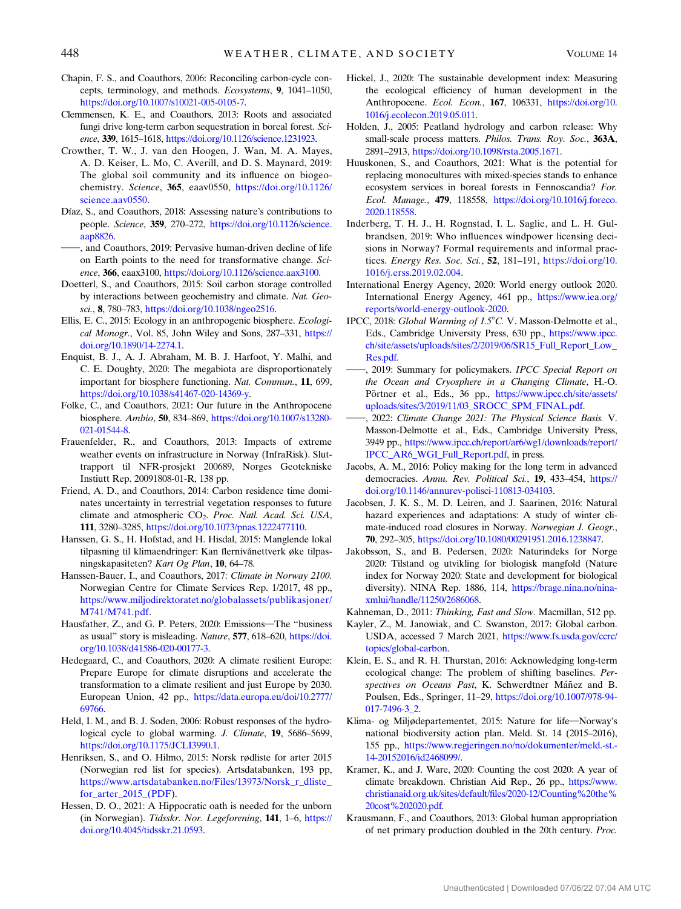Chapin, F. S., and Coauthors, 2006: Reconciling carbon-cycle concepts, terminology, and methods. *Ecosystems*, **9**, 1041–1050, https://doi.org/10.1007/s10021-005-0105-7.

Clemmensen, K. E., and Coauthors, 2013: Roots and associated fungi drive long-term carbon sequestration in boreal forest. *Science*, **339**, 1615–1618, https://doi.org/10.1126/science.1231923.

Crowther, T. W., J. van den Hoogen, J. Wan, M. A. Mayes, A. D. Keiser, L. Mo, C. Averill, and D. S. Maynard, 2019: The global soil community and its influence on biogeochemistry. *Science*, **365**, eaav0550, https://doi.org/10.1126/science.aav0550.

Díaz, S., and Coauthors, 2018: Assessing nature's contributions to people. *Science*, **359**, 270–272, https://doi.org/10.1126/science.aap8826.

——, and Coauthors, 2019: Pervasive human-driven decline of life on Earth points to the need for transformative change. *Science*, **366**, eaax3100, https://doi.org/10.1126/science.aax3100.

Doetterl, S., and Coauthors, 2015: Soil carbon storage controlled by interactions between geochemistry and climate. *Nat. Geosci.*, **8**, 780–783, https://doi.org/10.1038/ngeo2516.

Ellis, E. C., 2015: Ecology in an anthropogenic biosphere. *Ecological Monogr.*, Vol. 85, John Wiley and Sons, 287–331, https://doi.org/10.1890/14-2274.1.

Enquist, B. J., A. J. Abraham, M. B. J. Harfoot, Y. Malhi, and C. E. Doughty, 2020: The megabiota are disproportionately important for biosphere functioning. *Nat. Commun.*, **11**, 699, https://doi.org/10.1038/s41467-020-14369-y.

Folke, C., and Coauthors, 2021: Our future in the Anthropocene biosphere. *Ambio*, **50**, 834–869, https://doi.org/10.1007/s13280-021-01544-8.

Frauenfelder, R., and Coauthors, 2013: Impacts of extreme weather events on infrastructure in Norway (InfraRisk). Sluttrapport til NFR-prosjekt 200689, Norges Geotekniske Instiutt Rep. 20091808-01-R, 138 pp.

Friend, A. D., and Coauthors, 2014: Carbon residence time dominates uncertainty in terrestrial vegetation responses to future climate and atmospheric $CO_2$. *Proc. Natl. Acad. Sci. USA*, **111**, 3280–3285, https://doi.org/10.1073/pnas.1222477110.

Hanssen, G. S., H. Hofstad, and H. Hisdal, 2015: Manglende lokal tilpasning til klimaendringer: Kan flernivånettverk øke tilpasningskapasiteten? *Kart Og Plan*, **10**, 64–78.

Hanssen-Bauer, I., and Coauthors, 2017: *Climate in Norway 2100.* Norwegian Centre for Climate Services Rep. 1/2017, 48 pp., https://www.miljodirektoratet.no/globalassets/publikasjoner/M741/M741.pdf.

Hausfather, Z., and G. P. Peters, 2020: Emissions—The "business as usual" story is misleading. *Nature*, **577**, 618–620, https://doi.org/10.1038/d41586-020-00177-3.

Hedegaard, C., and Coauthors, 2020: A climate resilient Europe: Prepare Europe for climate disruptions and accelerate the transformation to a climate resilient and just Europe by 2030. European Union, 42 pp., https://data.europa.eu/doi/10.2777/69766.

Held, I. M., and B. J. Soden, 2006: Robust responses of the hydrological cycle to global warming. *J. Climate*, **19**, 5686–5699, https://doi.org/10.1175/JCLI3990.1.

Henriksen, S., and O. Hilmo, 2015: Norsk rødliste for arter 2015 (Norwegian red list for species). Artsdatabanken, 193 pp, https://www.artsdatabanken.no/Files/13973/Norsk_r_dliste_for_arter_2015_(PDF).

Hessen, D. O., 2021: A Hippocratic oath is needed for the unborn (in Norwegian). *Tidsskr. Nor. Legeforening*, **141**, 1–6, https://doi.org/10.4045/tidsskr.21.0593.

Hickel, J., 2020: The sustainable development index: Measuring the ecological efficiency of human development in the Anthropocene. *Ecol. Econ.*, **167**, 106331, https://doi.org/10.1016/j.ecolecon.2019.05.011.

Holden, J., 2005: Peatland hydrology and carbon release: Why small-scale process matters. *Philos. Trans. Roy. Soc.*, **363A**, 2891–2913, https://doi.org/10.1098/rsta.2005.1671.

Huuskonen, S., and Coauthors, 2021: What is the potential for replacing monocultures with mixed-species stands to enhance ecosystem services in boreal forests in Fennoscandia? *For. Ecol. Manage.*, **479**, 118558, https://doi.org/10.1016/j.foreco.2020.118558.

Inderberg, T. H. J., H. Rognstad, I. L. Saglie, and L. H. Gulbrandsen, 2019: Who influences windpower licensing decisions in Norway? Formal requirements and informal practices. *Energy Res. Soc. Sci.*, **52**, 181–191, https://doi.org/10.1016/j.erss.2019.02.004.

International Energy Agency, 2020: World energy outlook 2020. International Energy Agency, 461 pp., https://www.iea.org/reports/world-energy-outlook-2020.

IPCC, 2018: *Global Warming of 1.5°C.* V. Masson-Delmotte et al., Eds., Cambridge University Press, 630 pp., https://www.ipcc.ch/site/assets/uploads/sites/2/2019/06/SR15_Full_Report_Low_Res.pdf.

——, 2019: Summary for policymakers. *IPCC Special Report on the Ocean and Cryosphere in a Changing Climate*, H.-O. Pörtner et al., Eds., 36 pp., https://www.ipcc.ch/site/assets/uploads/sites/3/2019/11/03_SROCC_SPM_FINAL.pdf.

——, 2022: *Climate Change 2021: The Physical Science Basis.* V. Masson-Delmotte et al., Eds., Cambridge University Press, 3949 pp., https://www.ipcc.ch/report/ar6/wg1/downloads/report/IPCC_AR6_WGI_Full_Report.pdf, in press.

Jacobs, A. M., 2016: Policy making for the long term in advanced democracies. *Annu. Rev. Political Sci.*, **19**, 433–454, https://doi.org/10.1146/annurev-polisci-110813-034103.

Jacobsen, J. K. S., M. D. Leiren, and J. Saarinen, 2016: Natural hazard experiences and adaptations: A study of winter climate-induced road closures in Norway. *Norwegian J. Geogr.*, **70**, 292–305, https://doi.org/10.1080/00291951.2016.1238847.

Jakobsson, S., and B. Pedersen, 2020: Naturindeks for Norge 2020: Tilstand og utvikling for biologisk mangfold (Nature index for Norway 2020: State and development for biological diversity). NINA Rep. 1886, 114, https://brage.nina.no/nina-xmlui/handle/11250/2686068.

Kahneman, D., 2011: *Thinking, Fast and Slow.* Macmillan, 512 pp.

Kayler, Z., M. Janowiak, and C. Swanston, 2017: Global carbon. USDA, accessed 7 March 2021, https://www.fs.usda.gov/ccrc/topics/global-carbon.

Klein, E. S., and R. H. Thurstan, 2016: Acknowledging long-term ecological change: The problem of shifting baselines. *Perspectives on Oceans Past*, K. Schwerdtner Máñez and B. Poulsen, Eds., Springer, 11–29, https://doi.org/10.1007/978-94-017-7496-3_2.

Klima- og Miljødepartementet, 2015: Nature for life—Norway's national biodiversity action plan. Meld. St. 14 (2015–2016), 155 pp., https://www.regjeringen.no/no/dokumenter/meld.-st.-14-20152016/id2468099/.

Kramer, K., and J. Ware, 2020: Counting the cost 2020: A year of climate breakdown. Christian Aid Rep., 26 pp., https://www.christianaid.org.uk/sites/default/files/2020-12/Counting%20the%20cost%202020.pdf.

Krausmann, F., and Coauthors, 2013: Global human appropriation of net primary production doubled in the 20th century. *Proc.*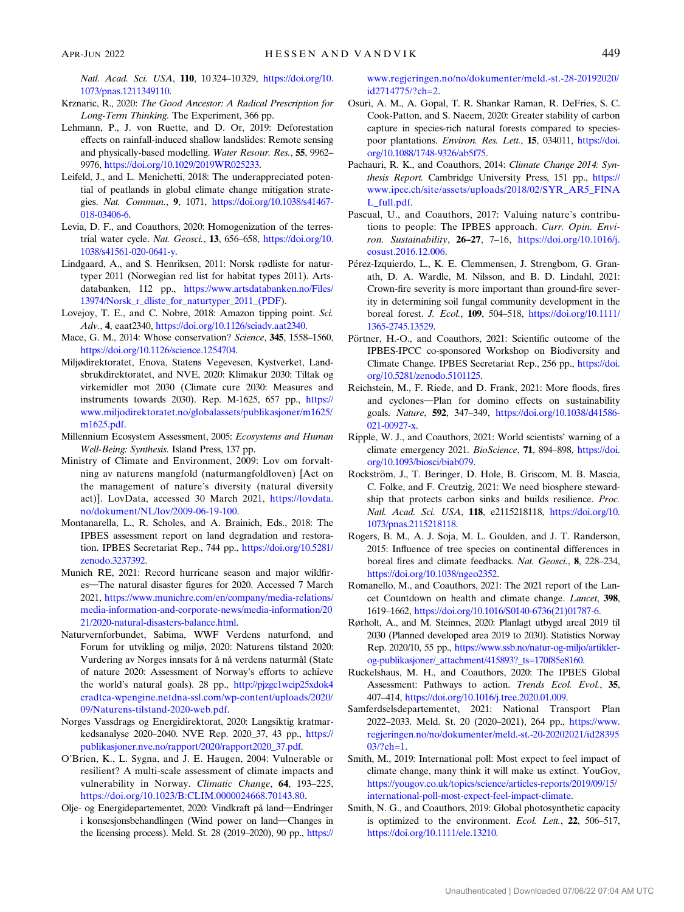Natl. Acad. Sci. USA*, **110**, 10 324–10 329, https://doi.org/10.1073/pnas.1211349110.

Krznaric, R., 2020: *The Good Ancestor: A Radical Prescription for Long-Term Thinking.* The Experiment, 366 pp.

Lehmann, P., J. von Ruette, and D. Or, 2019: Deforestation effects on rainfall-induced shallow landslides: Remote sensing and physically-based modelling. *Water Resour. Res.*, **55**, 9962–9976, https://doi.org/10.1029/2019WR025233.

Leifeld, J., and L. Menichetti, 2018: The underappreciated potential of peatlands in global climate change mitigation strategies. *Nat. Commun.*, **9**, 1071, https://doi.org/10.1038/s41467-018-03406-6.

Levia, D. F., and Coauthors, 2020: Homogenization of the terrestrial water cycle. *Nat. Geosci.*, **13**, 656–658, https://doi.org/10.1038/s41561-020-0641-y.

Lindgaard, A., and S. Henriksen, 2011: Norsk rødliste for naturtyper 2011 (Norwegian red list for habitat types 2011). Artsdatabanken, 112 pp., https://www.artsdatabanken.no/Files/13974/Norsk_r_dliste_for_naturtyper_2011_(PDF).

Lovejoy, T. E., and C. Nobre, 2018: Amazon tipping point. *Sci. Adv.*, **4**, eaat2340, https://doi.org/10.1126/sciadv.aat2340.

Mace, G. M., 2014: Whose conservation? *Science*, **345**, 1558–1560, https://doi.org/10.1126/science.1254704.

Miljødirektoratet, Enova, Statens Vegevesen, Kystverket, Landsbrukdirektoratet, and NVE, 2020: Klimakur 2030: Tiltak og virkemidler mot 2030 (Climate cure 2030: Measures and instruments towards 2030). Rep. M-1625, 657 pp., https://www.miljodirektoratet.no/globalassets/publikasjoner/m1625/m1625.pdf.

Millennium Ecosystem Assessment, 2005: *Ecosystems and Human Well-Being: Synthesis.* Island Press, 137 pp.

Ministry of Climate and Environment, 2009: Lov om forvaltning av naturens mangfold (naturmangfoldloven) [Act on the management of nature's diversity (natural diversity act)]. LovData, accessed 30 March 2021, https://lovdata.no/dokument/NL/lov/2009-06-19-100.

Montanarella, L., R. Scholes, and A. Brainich, Eds., 2018: The IPBES assessment report on land degradation and restoration. IPBES Secretariat Rep., 744 pp., https://doi.org/10.5281/zenodo.3237392.

Munich RE, 2021: Record hurricane season and major wildfires—The natural disaster figures for 2020. Accessed 7 March 2021, https://www.munichre.com/en/company/media-relations/media-information-and-corporate-news/media-information/2021/2020-natural-disasters-balance.html.

Naturvernforbundet, Sabima, WWF Verdens naturfond, and Forum for utvikling og miljø, 2020: Naturens tilstand 2020: Vurdering av Norges innsats for å nå verdens naturmål (State of nature 2020: Assessment of Norway's efforts to achieve the world's natural goals). 28 pp., http://pjzgc1wcip25xdok4cradtca-wpengine.netdna-ssl.com/wp-content/uploads/2020/09/Naturens-tilstand-2020-web.pdf.

Norges Vassdrags og Energidirektorat, 2020: Langsiktig kraftmarkedsanalyse 2020–2040. NVE Rep. 2020_37, 43 pp., https://publikasjoner.nve.no/rapport/2020/rapport2020_37.pdf.

O'Brien, K., L. Sygna, and J. E. Haugen, 2004: Vulnerable or resilient? A multi-scale assessment of climate impacts and vulnerability in Norway. *Climatic Change*, **64**, 193–225, https://doi.org/10.1023/B:CLIM.0000024668.70143.80.

Olje- og Energidepartementet, 2020: Vindkraft på land—Endringer i konsesjonsbehandlingen (Wind power on land—Changes in the licensing process). Meld. St. 28 (2019–2020), 90 pp., https://www.regjeringen.no/no/dokumenter/meld.-st.-28-20192020/id2714775/?ch=2.

Osuri, A. M., A. Gopal, T. R. Shankar Raman, R. DeFries, S. C. Cook-Patton, and S. Naeem, 2020: Greater stability of carbon capture in species-rich natural forests compared to species-poor plantations. *Environ. Res. Lett.*, **15**, 034011, https://doi.org/10.1088/1748-9326/ab5f75.

Pachauri, R. K., and Coauthors, 2014: *Climate Change 2014: Synthesis Report.* Cambridge University Press, 151 pp., https://www.ipcc.ch/site/assets/uploads/2018/02/SYR_AR5_FINAL_full.pdf.

Pascual, U., and Coauthors, 2017: Valuing nature's contributions to people: The IPBES approach. *Curr. Opin. Environ. Sustainability*, **26–27**, 7–16, https://doi.org/10.1016/j.cosust.2016.12.006.

Pérez-Izquierdo, L., K. E. Clemmensen, J. Strengbom, G. Granath, D. A. Wardle, M. Nilsson, and B. D. Lindahl, 2021: Crown-fire severity is more important than ground-fire severity in determining soil fungal community development in the boreal forest. *J. Ecol.*, **109**, 504–518, https://doi.org/10.1111/1365-2745.13529.

Pörtner, H.-O., and Coauthors, 2021: Scientific outcome of the IPBES-IPCC co-sponsored Workshop on Biodiversity and Climate Change. IPBES Secretariat Rep., 256 pp., https://doi.org/10.5281/zenodo.5101125.

Reichstein, M., F. Riede, and D. Frank, 2021: More floods, fires and cyclones—Plan for domino effects on sustainability goals. *Nature*, **592**, 347–349, https://doi.org/10.1038/d41586-021-00927-x.

Ripple, W. J., and Coauthors, 2021: World scientists' warning of a climate emergency 2021. *BioScience*, **71**, 894–898, https://doi.org/10.1093/biosci/biab079.

Rockström, J., T. Beringer, D. Hole, B. Griscom, M. B. Mascia, C. Folke, and F. Creutzig, 2021: We need biosphere stewardship that protects carbon sinks and builds resilience. *Proc. Natl. Acad. Sci. USA*, **118**, e2115218118, https://doi.org/10.1073/pnas.2115218118.

Rogers, B. M., A. J. Soja, M. L. Goulden, and J. T. Randerson, 2015: Influence of tree species on continental differences in boreal fires and climate feedbacks. *Nat. Geosci.*, **8**, 228–234, https://doi.org/10.1038/ngeo2352.

Romanello, M., and Coauthors, 2021: The 2021 report of the Lancet Countdown on health and climate change. *Lancet*, **398**, 1619–1662, https://doi.org/10.1016/S0140-6736(21)01787-6.

Rørholt, A., and M. Steinnes, 2020: Planlagt utbygd areal 2019 til 2030 (Planned developed area 2019 to 2030). Statistics Norway Rep. 2020/10, 55 pp., https://www.ssb.no/natur-og-miljo/artikler-og-publikasjoner/_attachment/415893?_ts=170f85e8160.

Ruckelshaus, M. H., and Coauthors, 2020: The IPBES Global Assessment: Pathways to action. *Trends Ecol. Evol.*, **35**, 407–414, https://doi.org/10.1016/j.tree.2020.01.009.

Samferdselsdepartementet, 2021: National Transport Plan 2022–2033. Meld. St. 20 (2020–2021), 264 pp., https://www.regjeringen.no/no/dokumenter/meld.-st.-20-20202021/id2839503/?ch=1.

Smith, M., 2019: International poll: Most expect to feel impact of climate change, many think it will make us extinct. YouGov, https://yougov.co.uk/topics/science/articles-reports/2019/09/15/international-poll-most-expect-feel-impact-climate.

Smith, N. G., and Coauthors, 2019: Global photosynthetic capacity is optimized to the environment. *Ecol. Lett.*, **22**, 506–517, https://doi.org/10.1111/ele.13210.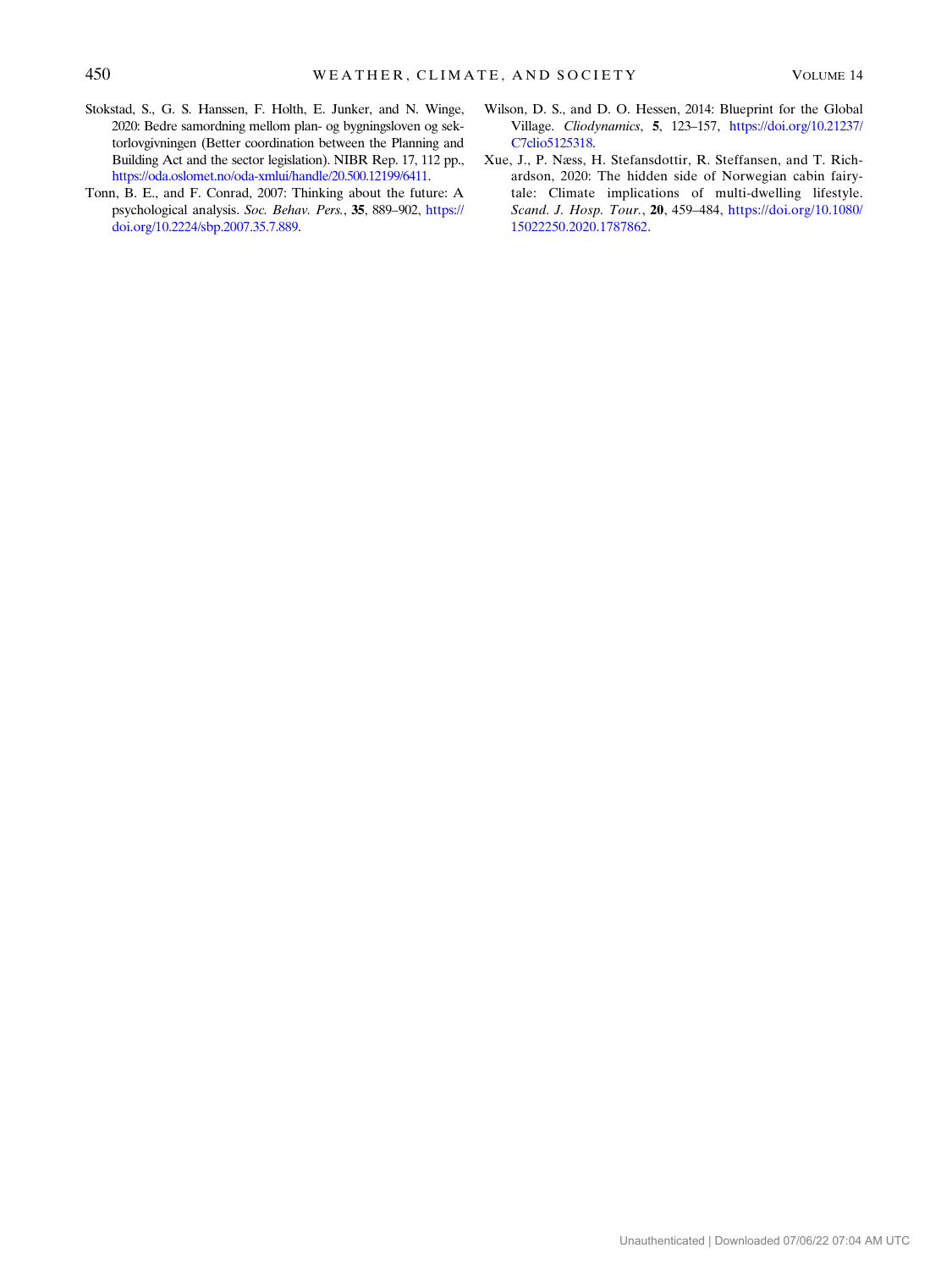Stokstad, S., G. S. Hanssen, F. Holth, E. Junker, and N. Winge, 2020: Bedre samordning mellom plan- og bygningsloven og sektorlovgivningen (Better coordination between the Planning and Building Act and the sector legislation). NIBR Rep. 17, 112 pp., https://oda.oslomet.no/oda-xmlui/handle/20.500.12199/6411.

Tonn, B. E., and F. Conrad, 2007: Thinking about the future: A psychological analysis. *Soc. Behav. Pers.*, **35**, 889–902, https://doi.org/10.2224/sbp.2007.35.7.889.

Wilson, D. S., and D. O. Hessen, 2014: Blueprint for the Global Village. *Cliodynamics*, **5**, 123–157, https://doi.org/10.21237/C7clio5125318.

Xue, J., P. Næss, H. Stefansdottir, R. Steffansen, and T. Richardson, 2020: The hidden side of Norwegian cabin fairytale: Climate implications of multi-dwelling lifestyle. *Scand. J. Hosp. Tour.*, **20**, 459–484, https://doi.org/10.1080/15022250.2020.1787862.